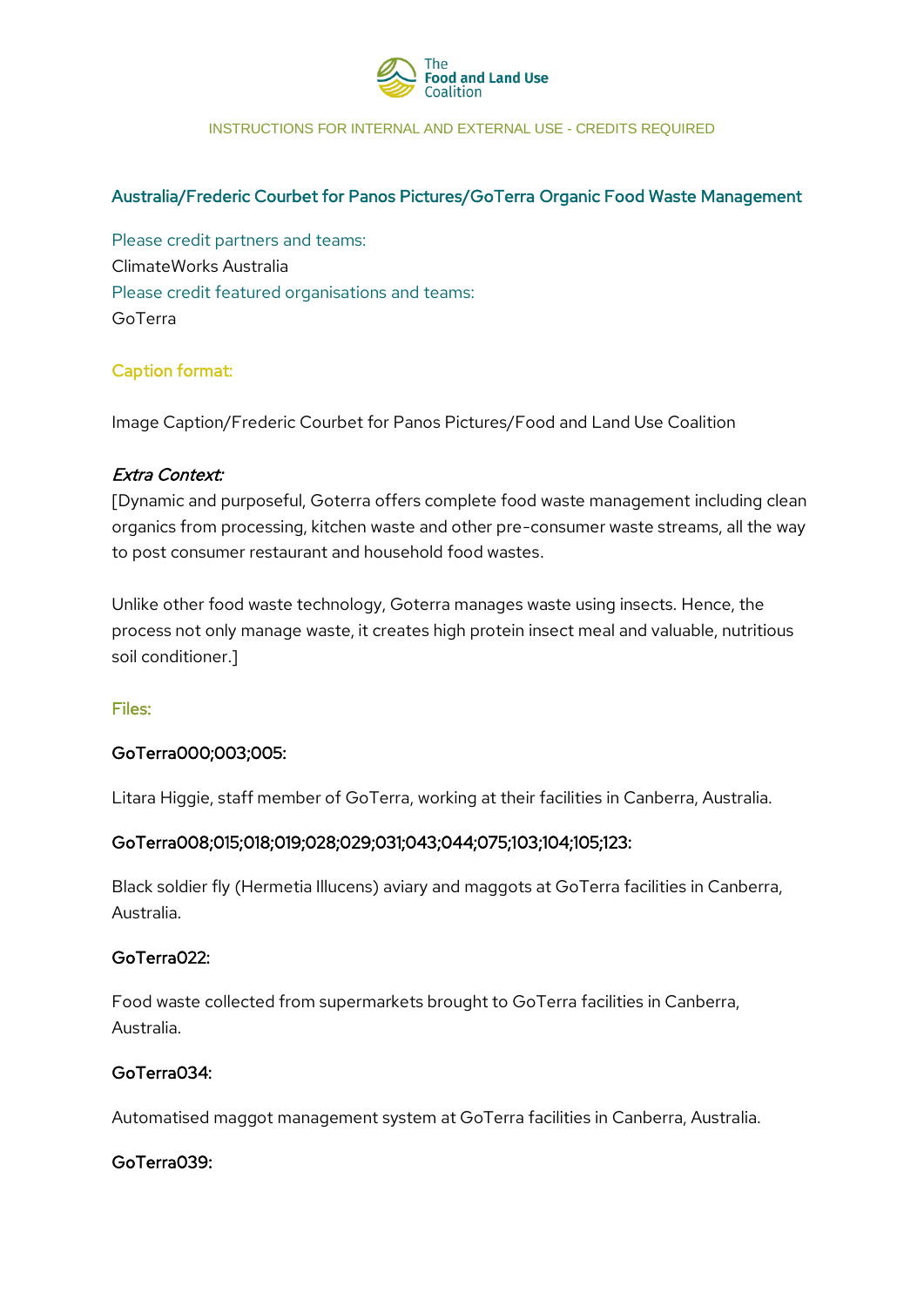The Food and Land Use Coalition

INSTRUCTIONS FOR INTERNAL AND EXTERNAL USE - CREDITS REQUIRED

## Australia/Frederic Courbet for Panos Pictures/GoTerra Organic Food Waste Management

Please credit partners and teams:

ClimateWorks Australia

Please credit featured organisations and teams:

GoTerra

### Caption format:

Image Caption/Frederic Courbet for Panos Pictures/Food and Land Use Coalition

### *Extra Context:*

[Dynamic and purposeful, Goterra offers complete food waste management including clean organics from processing, kitchen waste and other pre-consumer waste streams, all the way to post consumer restaurant and household food wastes.

Unlike other food waste technology, Goterra manages waste using insects. Hence, the process not only manage waste, it creates high protein insect meal and valuable, nutritious soil conditioner.]

### Files:

#### GoTerra000;003;005:

Litara Higgie, staff member of GoTerra, working at their facilities in Canberra, Australia.

#### GoTerra008;015;018;019;028;029;031;043;044;075;103;104;105;123:

Black soldier fly (Hermetia Illucens) aviary and maggots at GoTerra facilities in Canberra, Australia.

#### GoTerra022:

Food waste collected from supermarkets brought to GoTerra facilities in Canberra, Australia.

#### GoTerra034:

Automatised maggot management system at GoTerra facilities in Canberra, Australia.

#### GoTerra039: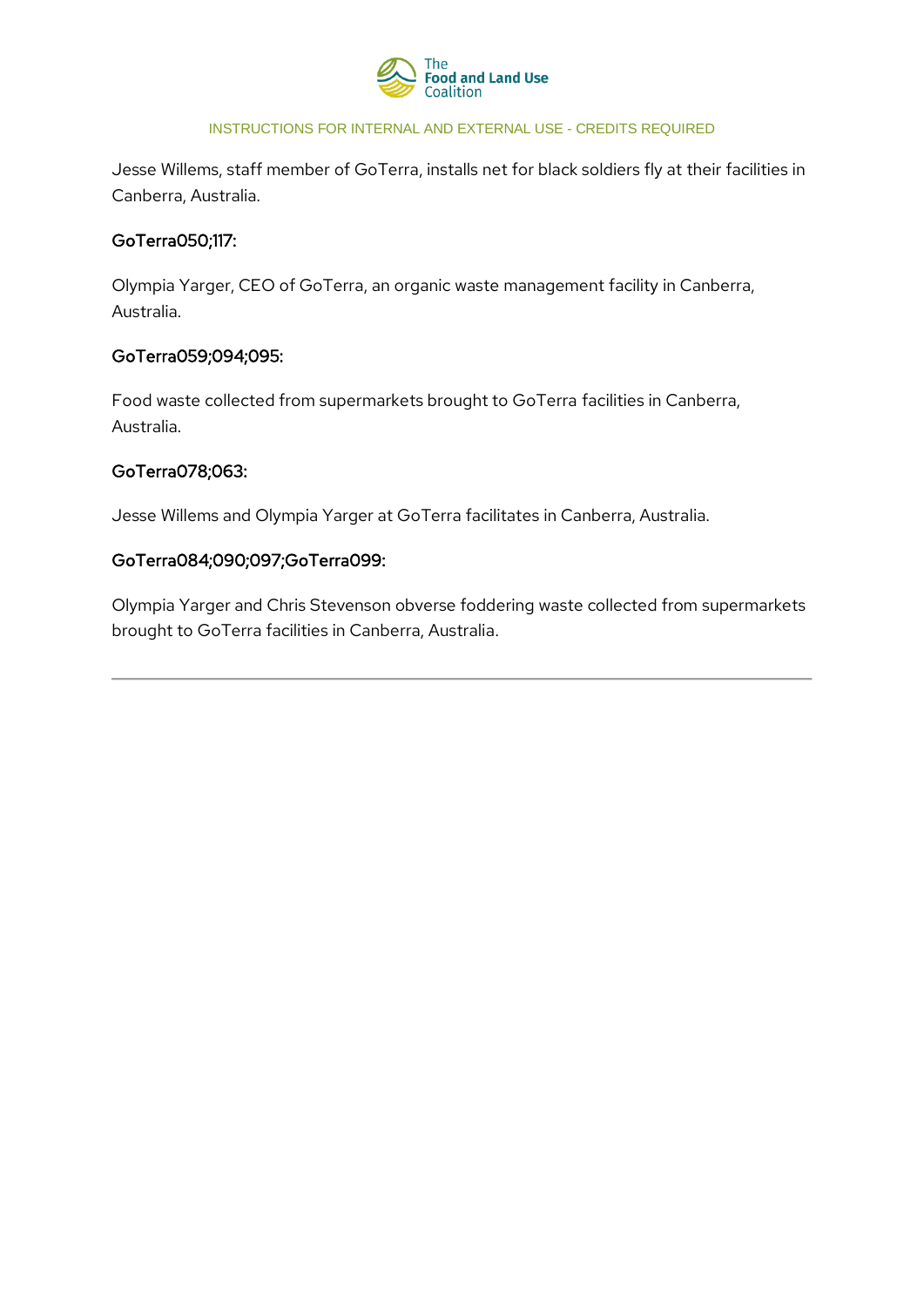Jesse Willems, staff member of GoTerra, installs net for black soldiers fly at their facilities in Canberra, Australia.

GoTerra050;117:

Olympia Yarger, CEO of GoTerra, an organic waste management facility in Canberra, Australia.

GoTerra059;094;095:

Food waste collected from supermarkets brought to GoTerra facilities in Canberra, Australia.

GoTerra078;063:

Jesse Willems and Olympia Yarger at GoTerra facilitates in Canberra, Australia.

GoTerra084;090;097;GoTerra099:

Olympia Yarger and Chris Stevenson obverse foddering waste collected from supermarkets brought to GoTerra facilities in Canberra, Australia.

---